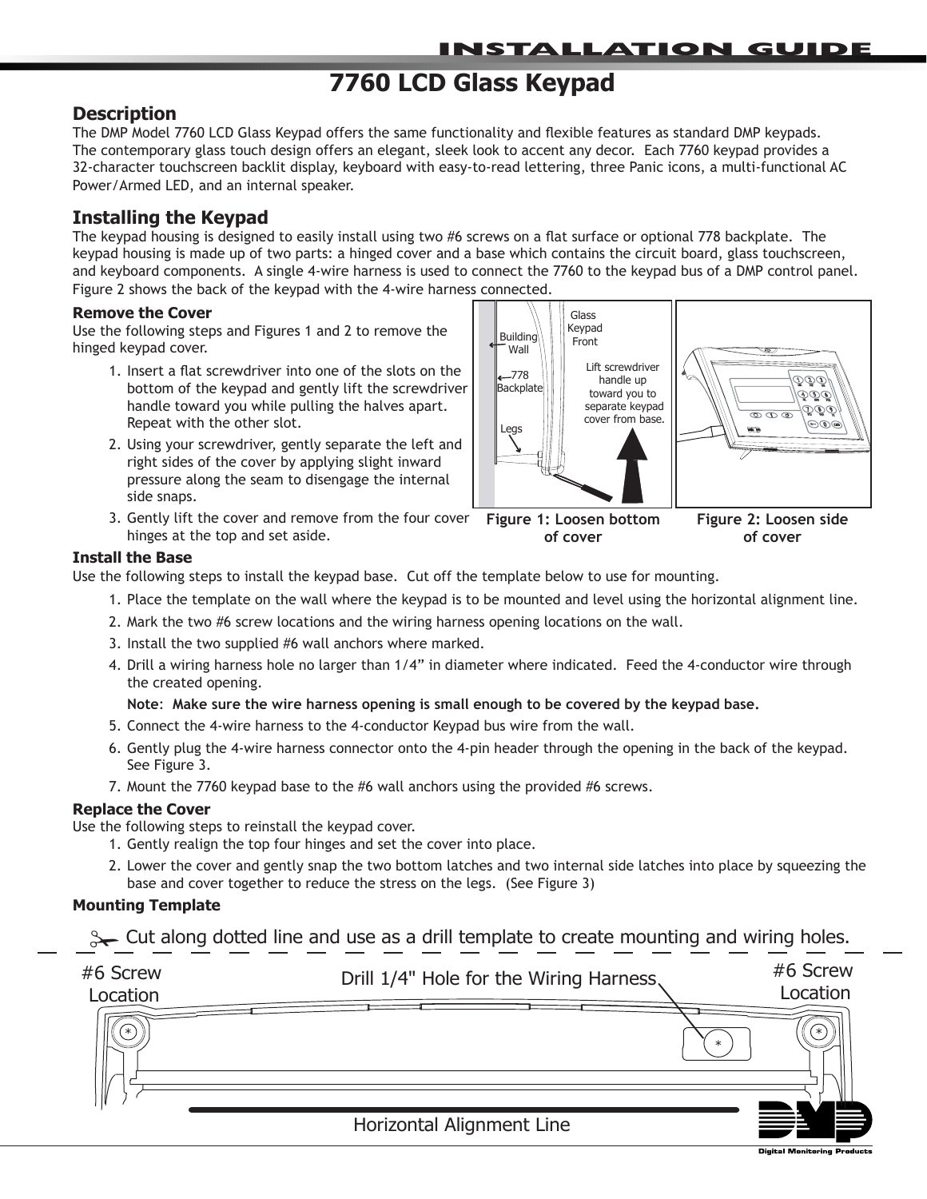# INSTALLATION GUIDE

# 7760 LCD Glass Keypad

## Description

The DMP Model 7760 LCD Glass Keypad offers the same functionality and flexible features as standard DMP keypads. The contemporary glass touch design offers an elegant, sleek look to accent any decor. Each 7760 keypad provides a 32-character touchscreen backlit display, keyboard with easy-to-read lettering, three Panic icons, a multi-functional AC Power/Armed LED, and an internal speaker.

## Installing the Keypad

The keypad housing is designed to easily install using two #6 screws on a flat surface or optional 778 backplate. The keypad housing is made up of two parts: a hinged cover and a base which contains the circuit board, glass touchscreen, and keyboard components. A single 4-wire harness is used to connect the 7760 to the keypad bus of a DMP control panel. Figure 2 shows the back of the keypad with the 4-wire harness connected.

### Remove the Cover

Use the following steps and Figures 1 and 2 to remove the hinged keypad cover.

1. Insert a flat screwdriver into one of the slots on the bottom of the keypad and gently lift the screwdriver handle toward you while pulling the halves apart. Repeat with the other slot.
2. Using your screwdriver, gently separate the left and right sides of the cover by applying slight inward pressure along the seam to disengage the internal side snaps.
3. Gently lift the cover and remove from the four cover hinges at the top and set aside.

Building Wall | 778 Backplate | Legs | Glass Keypad Front | Lift screwdriver handle up toward you to separate keypad cover from base.

**Figure 1: Loosen bottom of cover**

**Figure 2: Loosen side of cover**

### Install the Base

Use the following steps to install the keypad base. Cut off the template below to use for mounting.

1. Place the template on the wall where the keypad is to be mounted and level using the horizontal alignment line.
2. Mark the two #6 screw locations and the wiring harness opening locations on the wall.
3. Install the two supplied #6 wall anchors where marked.
4. Drill a wiring harness hole no larger than 1/4" in diameter where indicated. Feed the 4-conductor wire through the created opening.

   **Note**: **Make sure the wire harness opening is small enough to be covered by the keypad base.**
5. Connect the 4-wire harness to the 4-conductor Keypad bus wire from the wall.
6. Gently plug the 4-wire harness connector onto the 4-pin header through the opening in the back of the keypad. See Figure 3.
7. Mount the 7760 keypad base to the #6 wall anchors using the provided #6 screws.

### Replace the Cover

Use the following steps to reinstall the keypad cover.

1. Gently realign the top four hinges and set the cover into place.
2. Lower the cover and gently snap the two bottom latches and two internal side latches into place by squeezing the base and cover together to reduce the stress on the legs. (See Figure 3)

### Mounting Template

✂ Cut along dotted line and use as a drill template to create mounting and wiring holes.

#6 Screw Location | Drill 1/4" Hole for the Wiring Harness | #6 Screw Location

Horizontal Alignment Line

DMP Digital Monitoring Products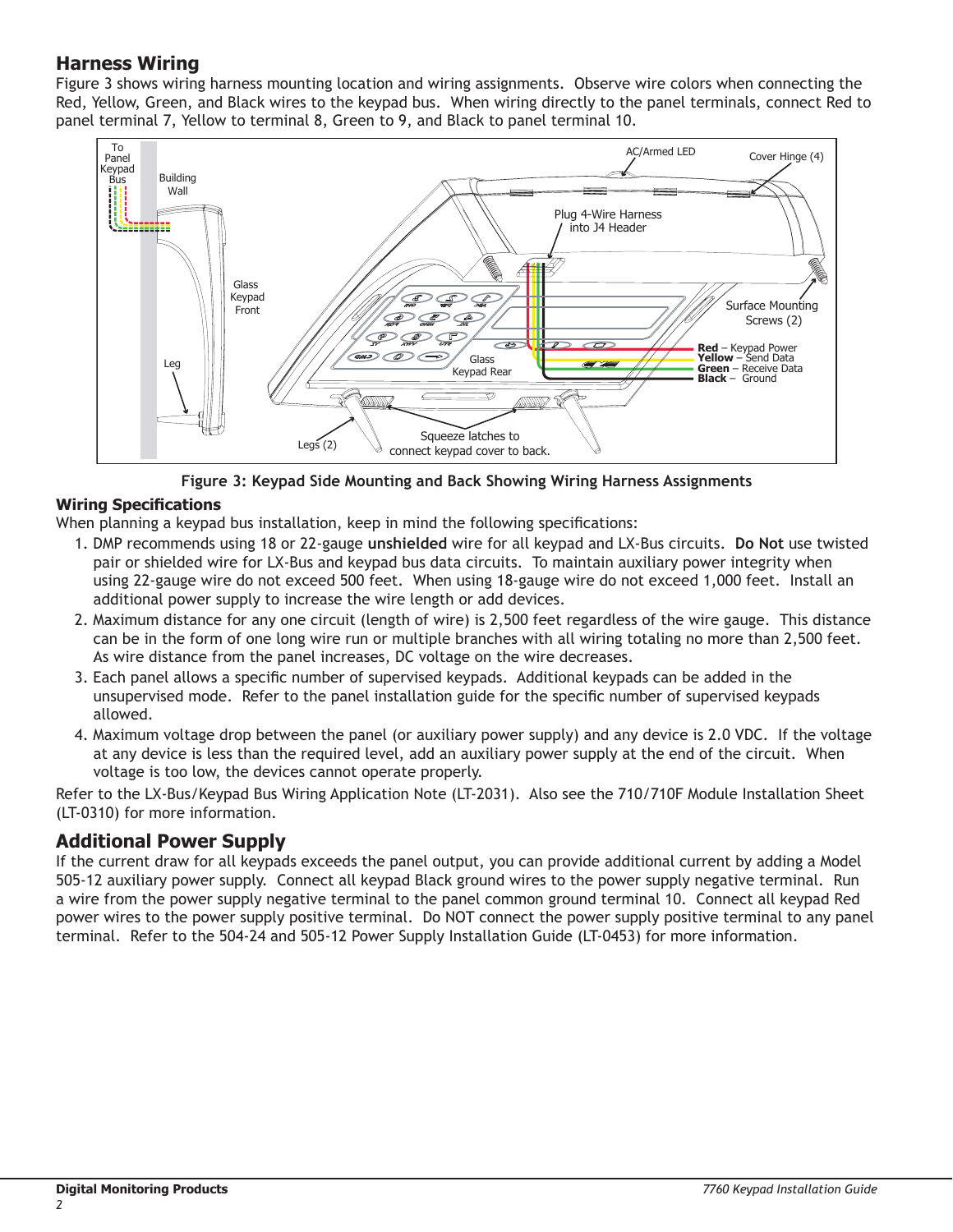## Harness Wiring

Figure 3 shows wiring harness mounting location and wiring assignments. Observe wire colors when connecting the Red, Yellow, Green, and Black wires to the keypad bus. When wiring directly to the panel terminals, connect Red to panel terminal 7, Yellow to terminal 8, Green to 9, and Black to panel terminal 10.

**Figure 3: Keypad Side Mounting and Back Showing Wiring Harness Assignments**

### Wiring Specifications

When planning a keypad bus installation, keep in mind the following specifications:

1. DMP recommends using 18 or 22-gauge **unshielded** wire for all keypad and LX-Bus circuits. **Do Not** use twisted pair or shielded wire for LX-Bus and keypad bus data circuits. To maintain auxiliary power integrity when using 22-gauge wire do not exceed 500 feet. When using 18-gauge wire do not exceed 1,000 feet. Install an additional power supply to increase the wire length or add devices.
2. Maximum distance for any one circuit (length of wire) is 2,500 feet regardless of the wire gauge. This distance can be in the form of one long wire run or multiple branches with all wiring totaling no more than 2,500 feet. As wire distance from the panel increases, DC voltage on the wire decreases.
3. Each panel allows a specific number of supervised keypads. Additional keypads can be added in the unsupervised mode. Refer to the panel installation guide for the specific number of supervised keypads allowed.
4. Maximum voltage drop between the panel (or auxiliary power supply) and any device is 2.0 VDC. If the voltage at any device is less than the required level, add an auxiliary power supply at the end of the circuit. When voltage is too low, the devices cannot operate properly.

Refer to the LX-Bus/Keypad Bus Wiring Application Note (LT-2031). Also see the 710/710F Module Installation Sheet (LT-0310) for more information.

## Additional Power Supply

If the current draw for all keypads exceeds the panel output, you can provide additional current by adding a Model 505-12 auxiliary power supply. Connect all keypad Black ground wires to the power supply negative terminal. Run a wire from the power supply negative terminal to the panel common ground terminal 10. Connect all keypad Red power wires to the power supply positive terminal. Do NOT connect the power supply positive terminal to any panel terminal. Refer to the 504-24 and 505-12 Power Supply Installation Guide (LT-0453) for more information.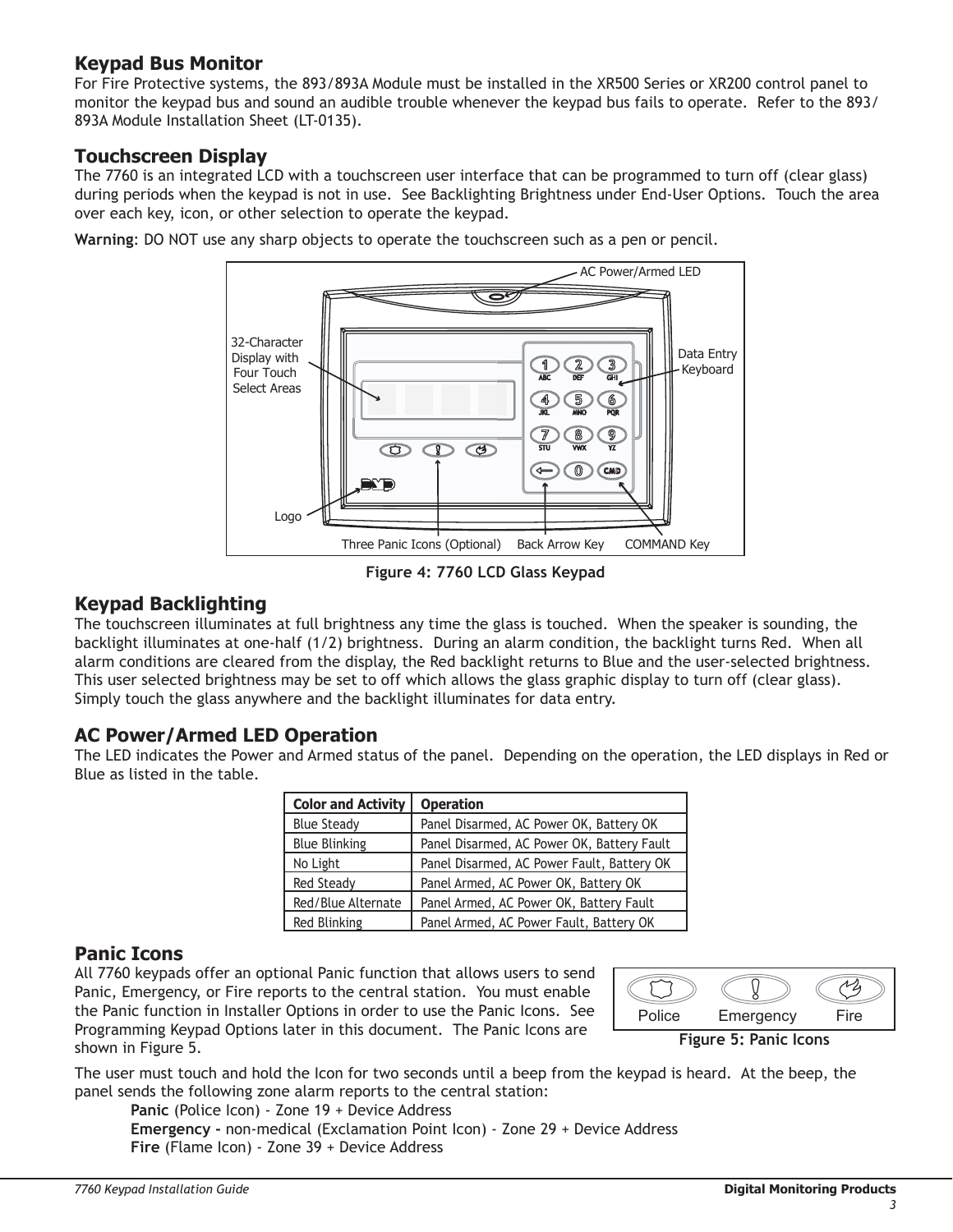## Keypad Bus Monitor

For Fire Protective systems, the 893/893A Module must be installed in the XR500 Series or XR200 control panel to monitor the keypad bus and sound an audible trouble whenever the keypad bus fails to operate. Refer to the 893/893A Module Installation Sheet (LT-0135).

## Touchscreen Display

The 7760 is an integrated LCD with a touchscreen user interface that can be programmed to turn off (clear glass) during periods when the keypad is not in use. See Backlighting Brightness under End-User Options. Touch the area over each key, icon, or other selection to operate the keypad.

**Warning**: DO NOT use any sharp objects to operate the touchscreen such as a pen or pencil.

Figure 4: 7760 LCD Glass Keypad

## Keypad Backlighting

The touchscreen illuminates at full brightness any time the glass is touched. When the speaker is sounding, the backlight illuminates at one-half (1/2) brightness. During an alarm condition, the backlight turns Red. When all alarm conditions are cleared from the display, the Red backlight returns to Blue and the user-selected brightness. This user selected brightness may be set to off which allows the glass graphic display to turn off (clear glass). Simply touch the glass anywhere and the backlight illuminates for data entry.

## AC Power/Armed LED Operation

The LED indicates the Power and Armed status of the panel. Depending on the operation, the LED displays in Red or Blue as listed in the table.

| Color and Activity | Operation |
|---|---|
| Blue Steady | Panel Disarmed, AC Power OK, Battery OK |
| Blue Blinking | Panel Disarmed, AC Power OK, Battery Fault |
| No Light | Panel Disarmed, AC Power Fault, Battery OK |
| Red Steady | Panel Armed, AC Power OK, Battery OK |
| Red/Blue Alternate | Panel Armed, AC Power OK, Battery Fault |
| Red Blinking | Panel Armed, AC Power Fault, Battery OK |

## Panic Icons

All 7760 keypads offer an optional Panic function that allows users to send Panic, Emergency, or Fire reports to the central station. You must enable the Panic function in Installer Options in order to use the Panic Icons. See Programming Keypad Options later in this document. The Panic Icons are shown in Figure 5.

Figure 5: Panic Icons

The user must touch and hold the Icon for two seconds until a beep from the keypad is heard. At the beep, the panel sends the following zone alarm reports to the central station:

**Panic** (Police Icon) - Zone 19 + Device Address
**Emergency -** non-medical (Exclamation Point Icon) - Zone 29 + Device Address
**Fire** (Flame Icon) - Zone 39 + Device Address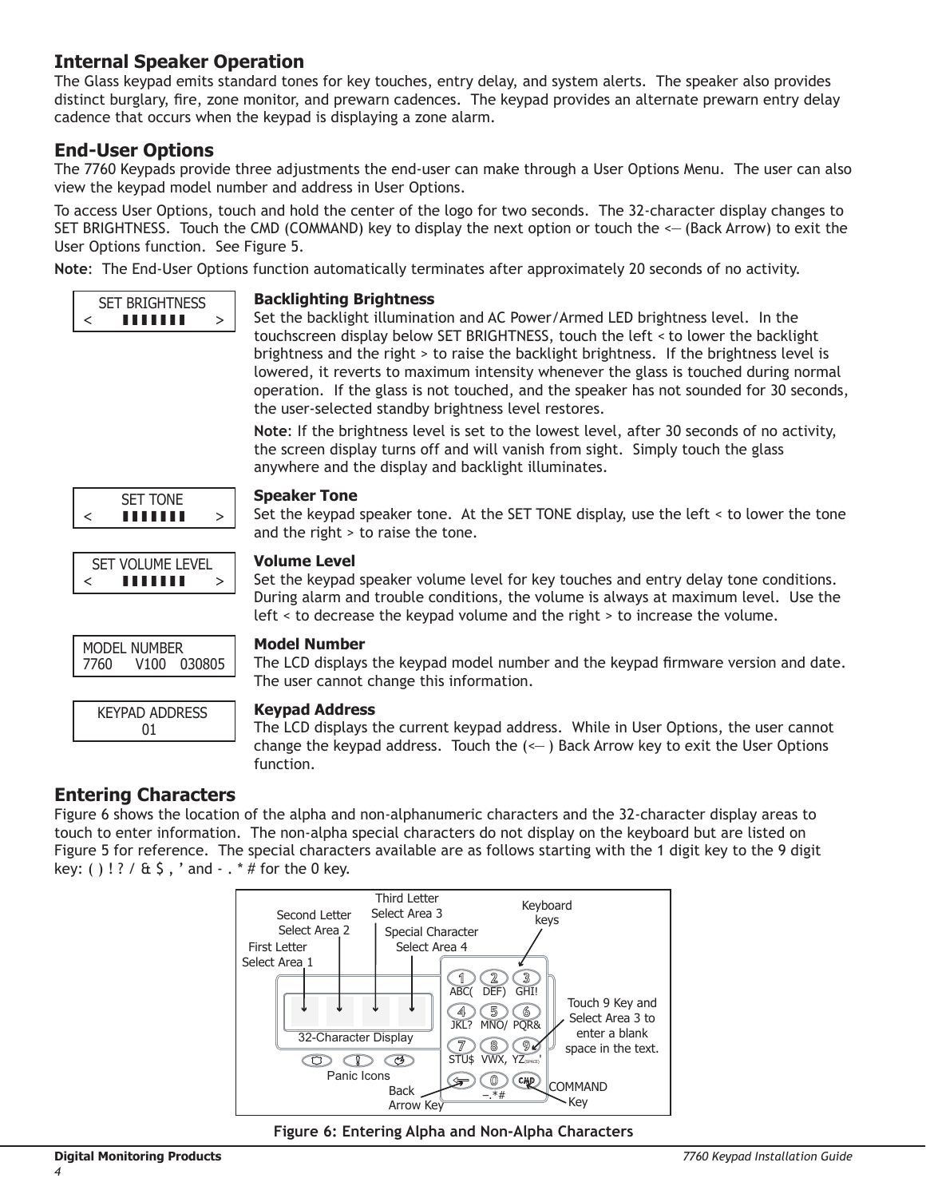## Internal Speaker Operation

The Glass keypad emits standard tones for key touches, entry delay, and system alerts. The speaker also provides distinct burglary, fire, zone monitor, and prewarn cadences. The keypad provides an alternate prewarn entry delay cadence that occurs when the keypad is displaying a zone alarm.

## End-User Options

The 7760 Keypads provide three adjustments the end-user can make through a User Options Menu. The user can also view the keypad model number and address in User Options.

To access User Options, touch and hold the center of the logo for two seconds. The 32-character display changes to SET BRIGHTNESS. Touch the CMD (COMMAND) key to display the next option or touch the <— (Back Arrow) to exit the User Options function. See Figure 5.

**Note**: The End-User Options function automatically terminates after approximately 20 seconds of no activity.

```
SET BRIGHTNESS
<    ▌▌▌▌▌▌▌    >
```

### Backlighting Brightness

Set the backlight illumination and AC Power/Armed LED brightness level. In the touchscreen display below SET BRIGHTNESS, touch the left < to lower the backlight brightness and the right > to raise the backlight brightness. If the brightness level is lowered, it reverts to maximum intensity whenever the glass is touched during normal operation. If the glass is not touched, and the speaker has not sounded for 30 seconds, the user-selected standby brightness level restores.

**Note**: If the brightness level is set to the lowest level, after 30 seconds of no activity, the screen display turns off and will vanish from sight. Simply touch the glass anywhere and the display and backlight illuminates.

```
SET TONE
<    ▌▌▌▌▌▌▌    >
```

### Speaker Tone

Set the keypad speaker tone. At the SET TONE display, use the left < to lower the tone and the right > to raise the tone.

```
SET VOLUME LEVEL
<    ▌▌▌▌▌▌▌    >
```

### Volume Level

Set the keypad speaker volume level for key touches and entry delay tone conditions. During alarm and trouble conditions, the volume is always at maximum level. Use the left < to decrease the keypad volume and the right > to increase the volume.

```
MODEL NUMBER
7760    V100   030805
```

### Model Number

The LCD displays the keypad model number and the keypad firmware version and date. The user cannot change this information.

```
KEYPAD ADDRESS
01
```

### Keypad Address

The LCD displays the current keypad address. While in User Options, the user cannot change the keypad address. Touch the (<— ) Back Arrow key to exit the User Options function.

## Entering Characters

Figure 6 shows the location of the alpha and non-alphanumeric characters and the 32-character display areas to touch to enter information. The non-alpha special characters do not display on the keyboard but are listed on Figure 5 for reference. The special characters available are as follows starting with the 1 digit key to the 9 digit key: ( ) ! ? / & $ , ' and - . * # for the 0 key.

First Letter Select Area 1 | Second Letter Select Area 2 | Third Letter Select Area 3 | Special Character Select Area 4 | Keyboard keys | 32-Character Display | Panic Icons | Back Arrow Key | COMMAND Key | Touch 9 Key and Select Area 3 to enter a blank space in the text.

1 ABC( | 2 DEF) | 3 GHI! | 4 JKL? | 5 MNO/ | 6 PQR& | 7 STU$ | 8 VWX, | 9 YZ(SPACE)' | 0 –.*# | CMD

Figure 6: Entering Alpha and Non-Alpha Characters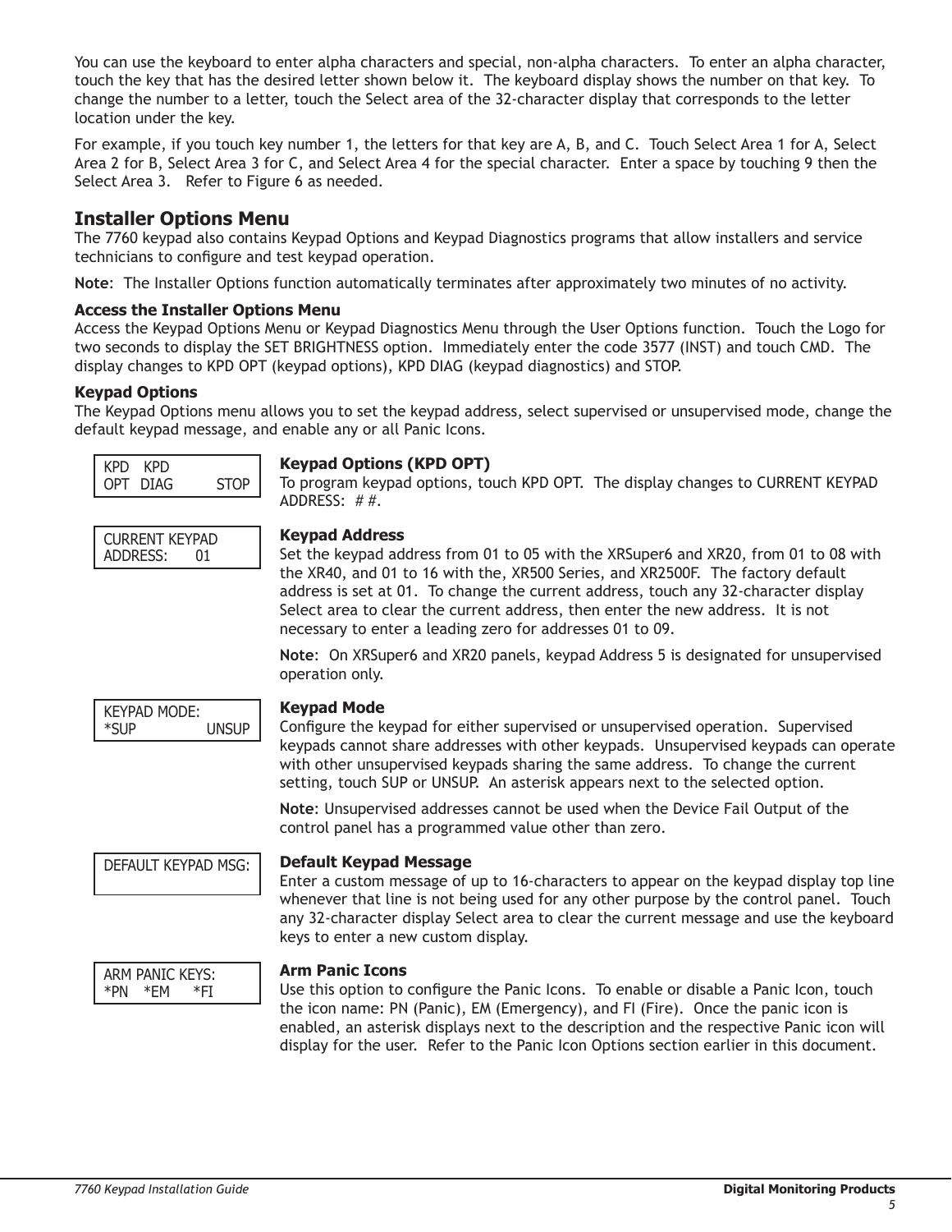You can use the keyboard to enter alpha characters and special, non-alpha characters. To enter an alpha character, touch the key that has the desired letter shown below it. The keyboard display shows the number on that key. To change the number to a letter, touch the Select area of the 32-character display that corresponds to the letter location under the key.

For example, if you touch key number 1, the letters for that key are A, B, and C. Touch Select Area 1 for A, Select Area 2 for B, Select Area 3 for C, and Select Area 4 for the special character. Enter a space by touching 9 then the Select Area 3. Refer to Figure 6 as needed.

## Installer Options Menu

The 7760 keypad also contains Keypad Options and Keypad Diagnostics programs that allow installers and service technicians to configure and test keypad operation.

**Note**: The Installer Options function automatically terminates after approximately two minutes of no activity.

### Access the Installer Options Menu

Access the Keypad Options Menu or Keypad Diagnostics Menu through the User Options function. Touch the Logo for two seconds to display the SET BRIGHTNESS option. Immediately enter the code 3577 (INST) and touch CMD. The display changes to KPD OPT (keypad options), KPD DIAG (keypad diagnostics) and STOP.

### Keypad Options

The Keypad Options menu allows you to set the keypad address, select supervised or unsupervised mode, change the default keypad message, and enable any or all Panic Icons.

```
KPD   KPD
OPT   DIAG        STOP
```

#### Keypad Options (KPD OPT)

To program keypad options, touch KPD OPT. The display changes to CURRENT KEYPAD ADDRESS: # #.

```
CURRENT KEYPAD
ADDRESS:     01
```

#### Keypad Address

Set the keypad address from 01 to 05 with the XRSuper6 and XR20, from 01 to 08 with the XR40, and 01 to 16 with the, XR500 Series, and XR2500F. The factory default address is set at 01. To change the current address, touch any 32-character display Select area to clear the current address, then enter the new address. It is not necessary to enter a leading zero for addresses 01 to 09.

**Note**: On XRSuper6 and XR20 panels, keypad Address 5 is designated for unsupervised operation only.

```
KEYPAD MODE:
*SUP             UNSUP
```

#### Keypad Mode

Configure the keypad for either supervised or unsupervised operation. Supervised keypads cannot share addresses with other keypads. Unsupervised keypads can operate with other unsupervised keypads sharing the same address. To change the current setting, touch SUP or UNSUP. An asterisk appears next to the selected option.

**Note**: Unsupervised addresses cannot be used when the Device Fail Output of the control panel has a programmed value other than zero.

```
DEFAULT KEYPAD MSG:
```

#### Default Keypad Message

Enter a custom message of up to 16-characters to appear on the keypad display top line whenever that line is not being used for any other purpose by the control panel. Touch any 32-character display Select area to clear the current message and use the keyboard keys to enter a new custom display.

```
ARM PANIC KEYS:
*PN   *EM    *FI
```

#### Arm Panic Icons

Use this option to configure the Panic Icons. To enable or disable a Panic Icon, touch the icon name: PN (Panic), EM (Emergency), and FI (Fire). Once the panic icon is enabled, an asterisk displays next to the description and the respective Panic icon will display for the user. Refer to the Panic Icon Options section earlier in this document.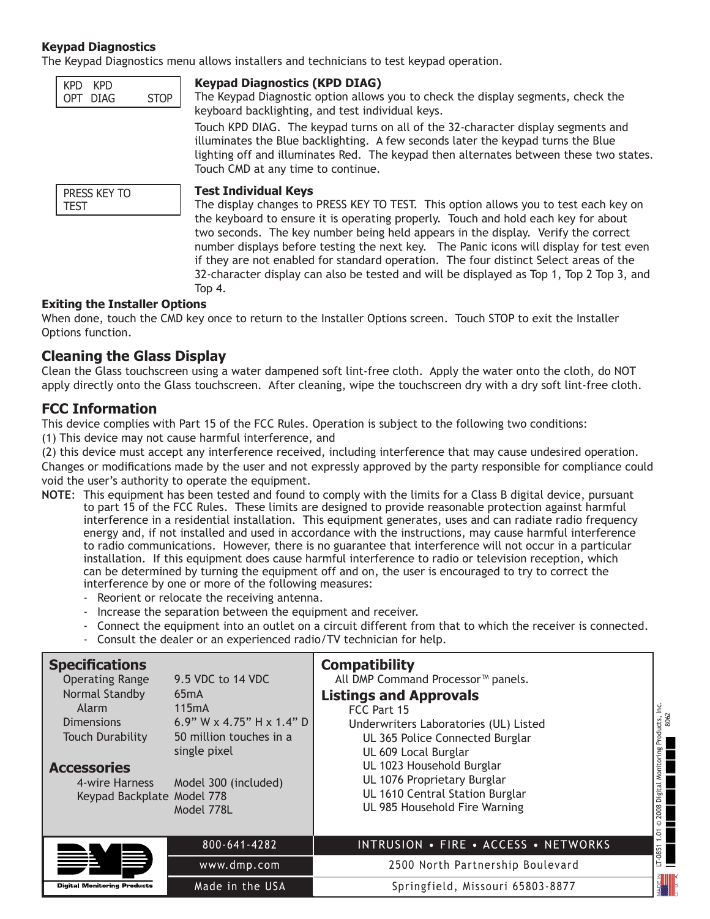**Keypad Diagnostics**

The Keypad Diagnostics menu allows installers and technicians to test keypad operation.

```
KPD   KPD
OPT   DIAG        STOP
```

**Keypad Diagnostics (KPD DIAG)**

The Keypad Diagnostic option allows you to check the display segments, check the keyboard backlighting, and test individual keys.

Touch KPD DIAG. The keypad turns on all of the 32-character display segments and illuminates the Blue backlighting. A few seconds later the keypad turns the Blue lighting off and illuminates Red. The keypad then alternates between these two states. Touch CMD at any time to continue.

```
PRESS KEY TO
TEST
```

**Test Individual Keys**

The display changes to PRESS KEY TO TEST. This option allows you to test each key on the keyboard to ensure it is operating properly. Touch and hold each key for about two seconds. The key number being held appears in the display. Verify the correct number displays before testing the next key. The Panic icons will display for test even if they are not enabled for standard operation. The four distinct Select areas of the 32-character display can also be tested and will be displayed as Top 1, Top 2 Top 3, and Top 4.

**Exiting the Installer Options**

When done, touch the CMD key once to return to the Installer Options screen. Touch STOP to exit the Installer Options function.

## Cleaning the Glass Display

Clean the Glass touchscreen using a water dampened soft lint-free cloth. Apply the water onto the cloth, do NOT apply directly onto the Glass touchscreen. After cleaning, wipe the touchscreen dry with a dry soft lint-free cloth.

## FCC Information

This device complies with Part 15 of the FCC Rules. Operation is subject to the following two conditions:
(1) This device may not cause harmful interference, and
(2) this device must accept any interference received, including interference that may cause undesired operation.
Changes or modifications made by the user and not expressly approved by the party responsible for compliance could void the user's authority to operate the equipment.

**NOTE**: This equipment has been tested and found to comply with the limits for a Class B digital device, pursuant to part 15 of the FCC Rules. These limits are designed to provide reasonable protection against harmful interference in a residential installation. This equipment generates, uses and can radiate radio frequency energy and, if not installed and used in accordance with the instructions, may cause harmful interference to radio communications. However, there is no guarantee that interference will not occur in a particular installation. If this equipment does cause harmful interference to radio or television reception, which can be determined by turning the equipment off and on, the user is encouraged to try to correct the interference by one or more of the following measures:

- Reorient or relocate the receiving antenna.
- Increase the separation between the equipment and receiver.
- Connect the equipment into an outlet on a circuit different from that to which the receiver is connected.
- Consult the dealer or an experienced radio/TV technician for help.

## Specifications

| | |
|---|---|
| Operating Range | 9.5 VDC to 14 VDC |
| Normal Standby | 65mA |
| Alarm | 115mA |
| Dimensions | 6.9" W x 4.75" H x 1.4" D |
| Touch Durability | 50 million touches in a single pixel |

## Accessories

| | |
|---|---|
| 4-wire Harness | Model 300 (included) |
| Keypad Backplate | Model 778 |
| | Model 778L |

## Compatibility

All DMP Command Processor™ panels.

## Listings and Approvals

FCC Part 15

Underwriters Laboratories (UL) Listed

- UL 365 Police Connected Burglar
- UL 609 Local Burglar
- UL 1023 Household Burglar
- UL 1076 Proprietary Burglar
- UL 1610 Central Station Burglar
- UL 985 Household Fire Warning

Digital Monitoring Products

800-641-4282

www.dmp.com

Made in the USA

INTRUSION • FIRE • ACCESS • NETWORKS

2500 North Partnership Boulevard

Springfield, Missouri 65803-8877

LT-0851 1.01 © 2008 Digital Monitoring Products, Inc. 8062

MADE IN U.S.A.